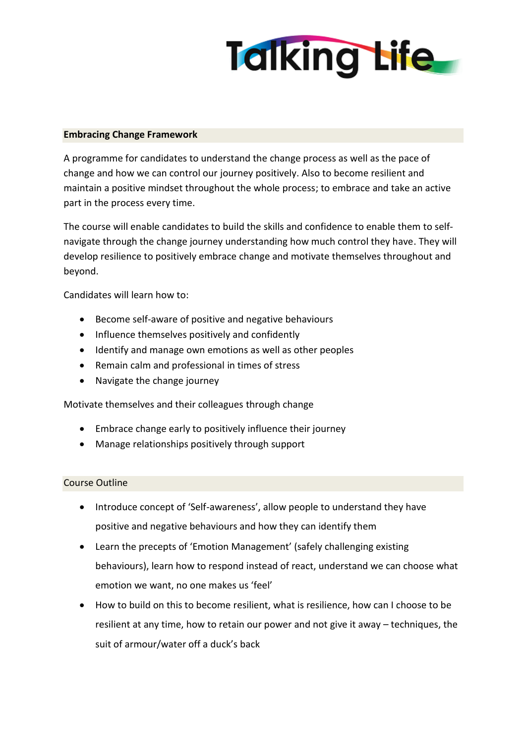**Embracing Change Framework**

A programme for candidates to understand the change process as well as the pace of change and how we can control our journey positively. Also to become resilient and maintain a positive mindset throughout the whole process; to embrace and take an active part in the process every time.

The course will enable candidates to build the skills and confidence to enable them to self-navigate through the change journey understanding how much control they have. They will develop resilience to positively embrace change and motivate themselves throughout and beyond.

Candidates will learn how to:

- Become self-aware of positive and negative behaviours
- Influence themselves positively and confidently
- Identify and manage own emotions as well as other peoples
- Remain calm and professional in times of stress
- Navigate the change journey

Motivate themselves and their colleagues through change

- Embrace change early to positively influence their journey
- Manage relationships positively through support

Course Outline

- Introduce concept of 'Self-awareness', allow people to understand they have positive and negative behaviours and how they can identify them
- Learn the precepts of 'Emotion Management' (safely challenging existing behaviours), learn how to respond instead of react, understand we can choose what emotion we want, no one makes us 'feel'
- How to build on this to become resilient, what is resilience, how can I choose to be resilient at any time, how to retain our power and not give it away – techniques, the suit of armour/water off a duck's back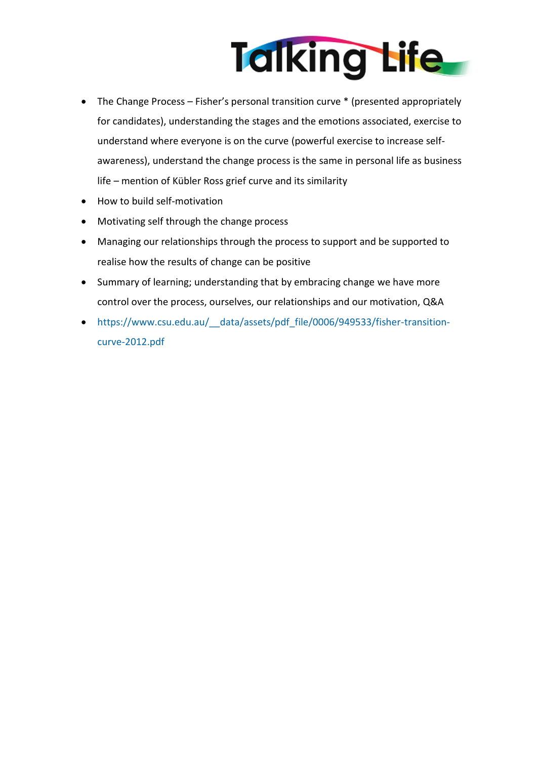- The Change Process – Fisher's personal transition curve * (presented appropriately for candidates), understanding the stages and the emotions associated, exercise to understand where everyone is on the curve (powerful exercise to increase self-awareness), understand the change process is the same in personal life as business life – mention of Kübler Ross grief curve and its similarity
- How to build self-motivation
- Motivating self through the change process
- Managing our relationships through the process to support and be supported to realise how the results of change can be positive
- Summary of learning; understanding that by embracing change we have more control over the process, ourselves, our relationships and our motivation, Q&A
- https://www.csu.edu.au/__data/assets/pdf_file/0006/949533/fisher-transition-curve-2012.pdf